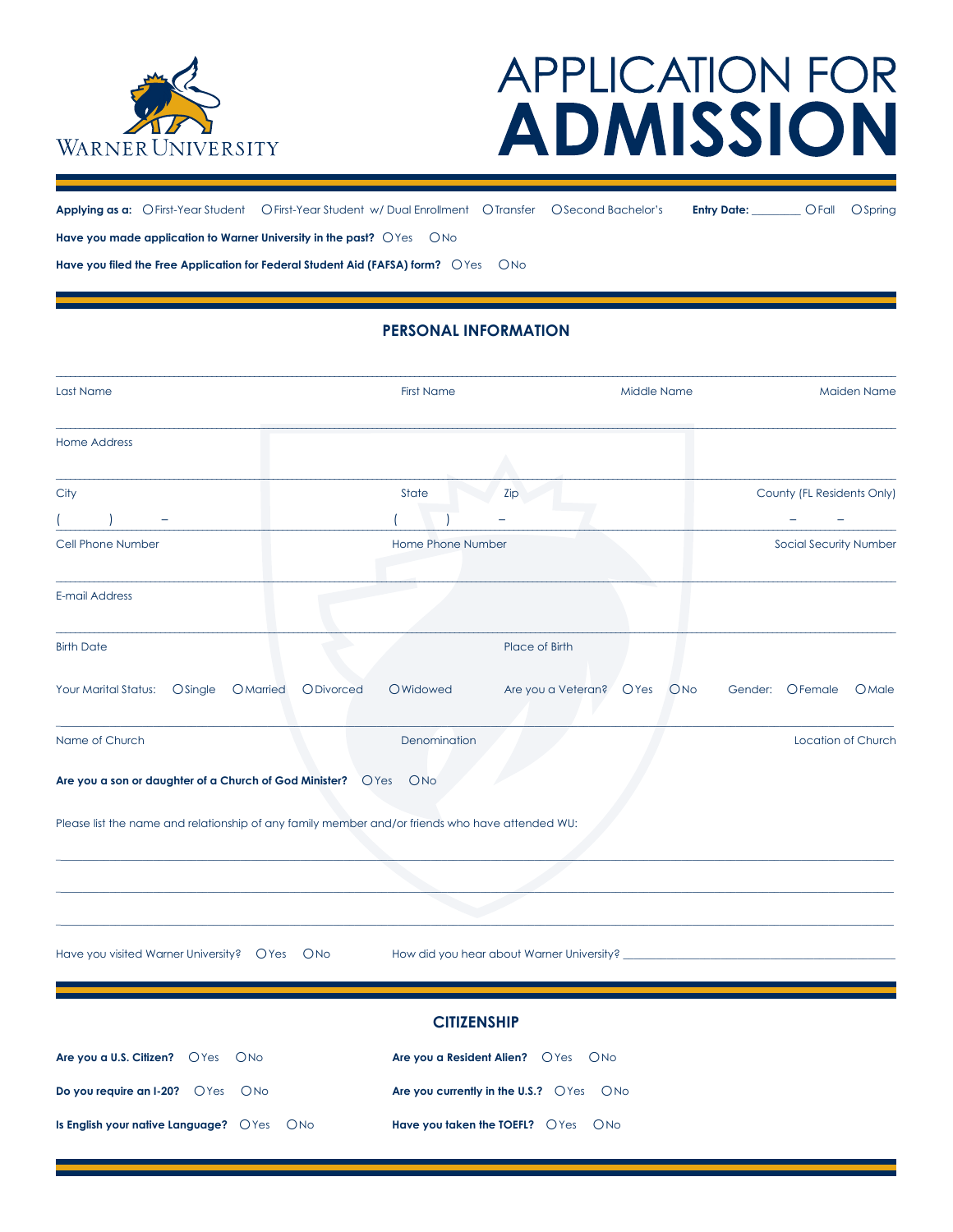WARNER UNIVERSITY

# APPLICATION FOR ADMISSION

**Applying as a:** ○ First-Year Student ○ First-Year Student w/ Dual Enrollment ○ Transfer ○ Second Bachelor's **Entry Date:** ________ ○ Fall ○ Spring

**Have you made application to Warner University in the past?** ○ Yes ○ No

**Have you filed the Free Application for Federal Student Aid (FAFSA) form?** ○ Yes ○ No

## PERSONAL INFORMATION

Last Name | First Name | Middle Name | Maiden Name

Home Address

City | State | Zip | County (FL Residents Only)

( ) – | ( ) – | – –

Cell Phone Number | Home Phone Number | Social Security Number

E-mail Address

Birth Date | Place of Birth

Your Marital Status: ○ Single ○ Married ○ Divorced ○ Widowed Are you a Veteran? ○ Yes ○ No Gender: ○ Female ○ Male

Name of Church | Denomination | Location of Church

**Are you a son or daughter of a Church of God Minister?** ○ Yes ○ No

Please list the name and relationship of any family member and/or friends who have attended WU:

_______________________________________________

_______________________________________________

_______________________________________________

Have you visited Warner University? ○ Yes ○ No How did you hear about Warner University? ____________________

## CITIZENSHIP

**Are you a U.S. Citizen?** ○ Yes ○ No **Are you a Resident Alien?** ○ Yes ○ No

**Do you require an I-20?** ○ Yes ○ No **Are you currently in the U.S.?** ○ Yes ○ No

**Is English your native Language?** ○ Yes ○ No **Have you taken the TOEFL?** ○ Yes ○ No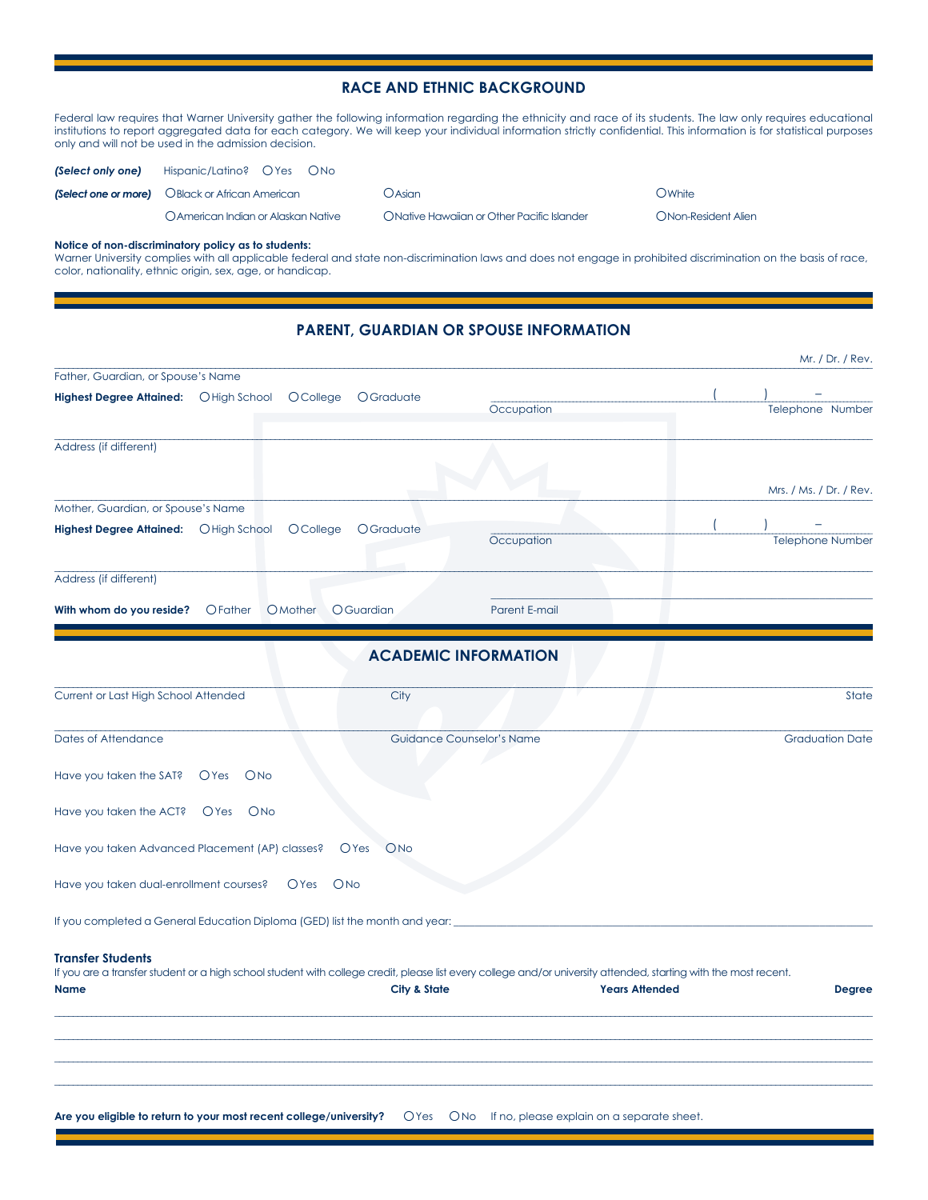## RACE AND ETHNIC BACKGROUND

Federal law requires that Warner University gather the following information regarding the ethnicity and race of its students. The law only requires educational institutions to report aggregated data for each category. We will keep your individual information strictly confidential. This information is for statistical purposes only and will not be used in the admission decision.

***(Select only one)*** Hispanic/Latino? ○ Yes ○ No

***(Select one or more)*** ○ Black or African American ○ Asian ○ White

○ American Indian or Alaskan Native ○ Native Hawaiian or Other Pacific Islander ○ Non-Resident Alien

**Notice of non-discriminatory policy as to students:**
Warner University complies with all applicable federal and state non-discrimination laws and does not engage in prohibited discrimination on the basis of race, color, nationality, ethnic origin, sex, age, or handicap.

## PARENT, GUARDIAN OR SPOUSE INFORMATION

Mr. / Dr. / Rev.

Father, Guardian, or Spouse's Name

**Highest Degree Attained:** ○ High School ○ College ○ Graduate

Occupation

( ) – Telephone Number

Address (if different)

Mrs. / Ms. / Dr. / Rev.

Mother, Guardian, or Spouse's Name

**Highest Degree Attained:** ○ High School ○ College ○ Graduate

Occupation

( ) – Telephone Number

Address (if different)

**With whom do you reside?** ○ Father ○ Mother ○ Guardian

Parent E-mail

## ACADEMIC INFORMATION

Current or Last High School Attended | City | State

Dates of Attendance | Guidance Counselor's Name | Graduation Date

Have you taken the SAT? ○ Yes ○ No

Have you taken the ACT? ○ Yes ○ No

Have you taken Advanced Placement (AP) classes? ○ Yes ○ No

Have you taken dual-enrollment courses? ○ Yes ○ No

If you completed a General Education Diploma (GED) list the month and year: ______________________________

**Transfer Students**

If you are a transfer student or a high school student with college credit, please list every college and/or university attended, starting with the most recent.

| **Name** | **City & State** | **Years Attended** | **Degree** |
|---|---|---|---|
| | | | |
| | | | |
| | | | |
| | | | |

**Are you eligible to return to your most recent college/university?** ○ Yes ○ No If no, please explain on a separate sheet.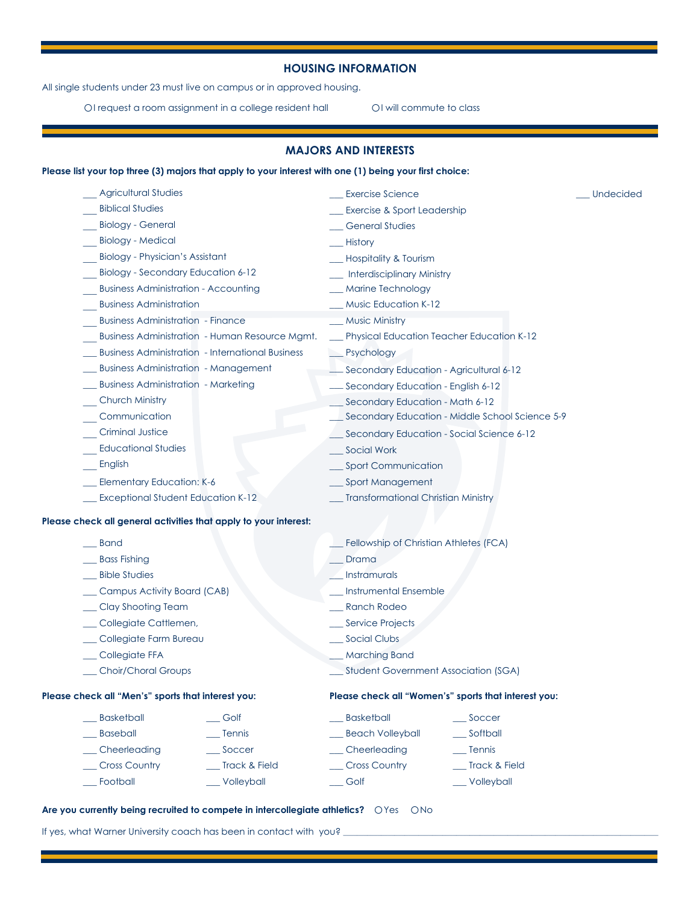## HOUSING INFORMATION

All single students under 23 must live on campus or in approved housing.

○ I request a room assignment in a college resident hall　　○ I will commute to class

## MAJORS AND INTERESTS

**Please list your top three (3) majors that apply to your interest with one (1) being your first choice:**

- ___ Agricultural Studies
- ___ Biblical Studies
- ___ Biology - General
- ___ Biology - Medical
- ___ Biology - Physician's Assistant
- ___ Biology - Secondary Education 6-12
- ___ Business Administration - Accounting
- ___ Business Administration
- ___ Business Administration - Finance
- ___ Business Administration - Human Resource Mgmt.
- ___ Business Administration - International Business
- ___ Business Administration - Management
- ___ Business Administration - Marketing
- ___ Church Ministry
- ___ Communication
- ___ Criminal Justice
- ___ Educational Studies
- ___ English
- ___ Elementary Education: K-6
- ___ Exceptional Student Education K-12
- ___ Exercise Science
- ___ Exercise & Sport Leadership
- ___ General Studies
- ___ History
- ___ Hospitality & Tourism
- ___ Interdisciplinary Ministry
- ___ Marine Technology
- ___ Music Education K-12
- ___ Music Ministry
- ___ Physical Education Teacher Education K-12
- ___ Psychology
- ___ Secondary Education - Agricultural 6-12
- ___ Secondary Education - English 6-12
- ___ Secondary Education - Math 6-12
- ___ Secondary Education - Middle School Science 5-9
- ___ Secondary Education - Social Science 6-12
- ___ Social Work
- ___ Sport Communication
- ___ Sport Management
- ___ Transformational Christian Ministry
- ___ Undecided

**Please check all general activities that apply to your interest:**

- ___ Band
- ___ Bass Fishing
- ___ Bible Studies
- ___ Campus Activity Board (CAB)
- ___ Clay Shooting Team
- ___ Collegiate Cattlemen,
- ___ Collegiate Farm Bureau
- ___ Collegiate FFA
- ___ Choir/Choral Groups
- ___ Fellowship of Christian Athletes (FCA)
- ___ Drama
- ___ Instramurals
- ___ Instrumental Ensemble
- ___ Ranch Rodeo
- ___ Service Projects
- ___ Social Clubs
- ___ Marching Band
- ___ Student Government Association (SGA)

**Please check all "Men's" sports that interest you:**

- ___ Basketball
- ___ Baseball
- ___ Cheerleading
- ___ Cross Country
- ___ Football
- ___ Golf
- ___ Tennis
- ___ Soccer
- ___ Track & Field
- ___ Volleyball

**Please check all "Women's" sports that interest you:**

- ___ Basketball
- ___ Beach Volleyball
- ___ Cheerleading
- ___ Cross Country
- ___ Golf
- ___ Soccer
- ___ Softball
- ___ Tennis
- ___ Track & Field
- ___ Volleyball

**Are you currently being recruited to compete in intercollegiate athletics?** ○ Yes ○ No

If yes, what Warner University coach has been in contact with you? ________________________________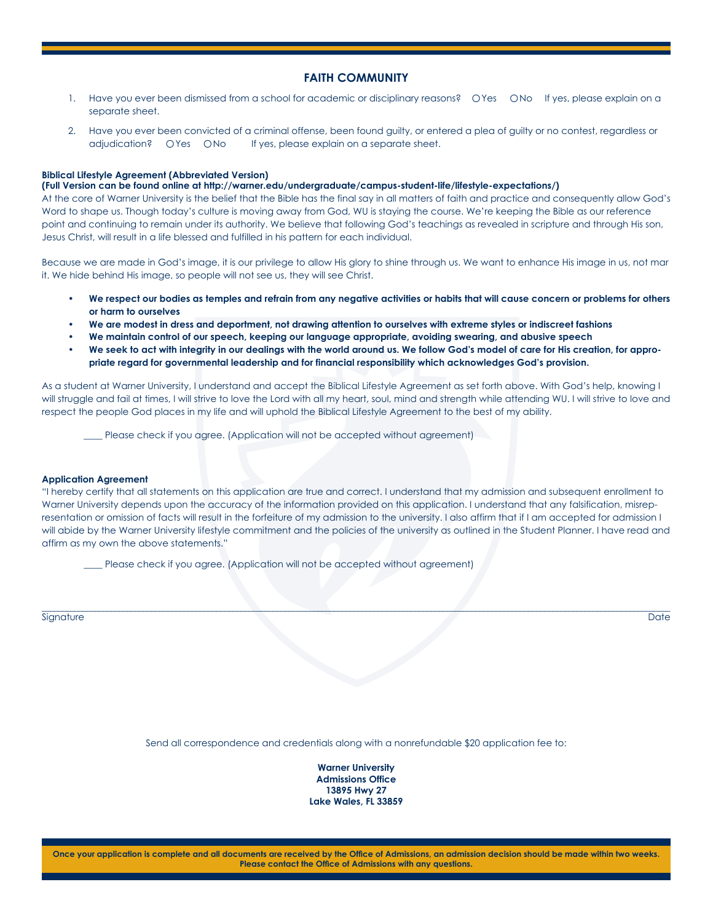## FAITH COMMUNITY

1. Have you ever been dismissed from a school for academic or disciplinary reasons? ○Yes ○No If yes, please explain on a separate sheet.
2. Have you ever been convicted of a criminal offense, been found guilty, or entered a plea of guilty or no contest, regardless or adjudication? ○Yes ○No If yes, please explain on a separate sheet.

**Biblical Lifestyle Agreement (Abbreviated Version)**
**(Full Version can be found online at http://warner.edu/undergraduate/campus-student-life/lifestyle-expectations/)**

At the core of Warner University is the belief that the Bible has the final say in all matters of faith and practice and consequently allow God's Word to shape us. Though today's culture is moving away from God, WU is staying the course. We're keeping the Bible as our reference point and continuing to remain under its authority. We believe that following God's teachings as revealed in scripture and through His son, Jesus Christ, will result in a life blessed and fulfilled in his pattern for each individual.

Because we are made in God's image, it is our privilege to allow His glory to shine through us. We want to enhance His image in us, not mar it. We hide behind His image, so people will not see us, they will see Christ.

- **We respect our bodies as temples and refrain from any negative activities or habits that will cause concern or problems for others or harm to ourselves**
- **We are modest in dress and deportment, not drawing attention to ourselves with extreme styles or indiscreet fashions**
- **We maintain control of our speech, keeping our language appropriate, avoiding swearing, and abusive speech**
- **We seek to act with integrity in our dealings with the world around us. We follow God's model of care for His creation, for appropriate regard for governmental leadership and for financial responsibility which acknowledges God's provision.**

As a student at Warner University, I understand and accept the Biblical Lifestyle Agreement as set forth above. With God's help, knowing I will struggle and fail at times, I will strive to love the Lord with all my heart, soul, mind and strength while attending WU. I will strive to love and respect the people God places in my life and will uphold the Biblical Lifestyle Agreement to the best of my ability.

____ Please check if you agree. (Application will not be accepted without agreement)

**Application Agreement**

"I hereby certify that all statements on this application are true and correct. I understand that my admission and subsequent enrollment to Warner University depends upon the accuracy of the information provided on this application. I understand that any falsification, misrepresentation or omission of facts will result in the forfeiture of my admission to the university. I also affirm that if I am accepted for admission I will abide by the Warner University lifestyle commitment and the policies of the university as outlined in the Student Planner. I have read and affirm as my own the above statements."

____ Please check if you agree. (Application will not be accepted without agreement)

Signature ______________________________ Date

Send all correspondence and credentials along with a nonrefundable $20 application fee to:

**Warner University**
**Admissions Office**
**13895 Hwy 27**
**Lake Wales, FL 33859**

**Once your application is complete and all documents are received by the Office of Admissions, an admission decision should be made within two weeks. Please contact the Office of Admissions with any questions.**